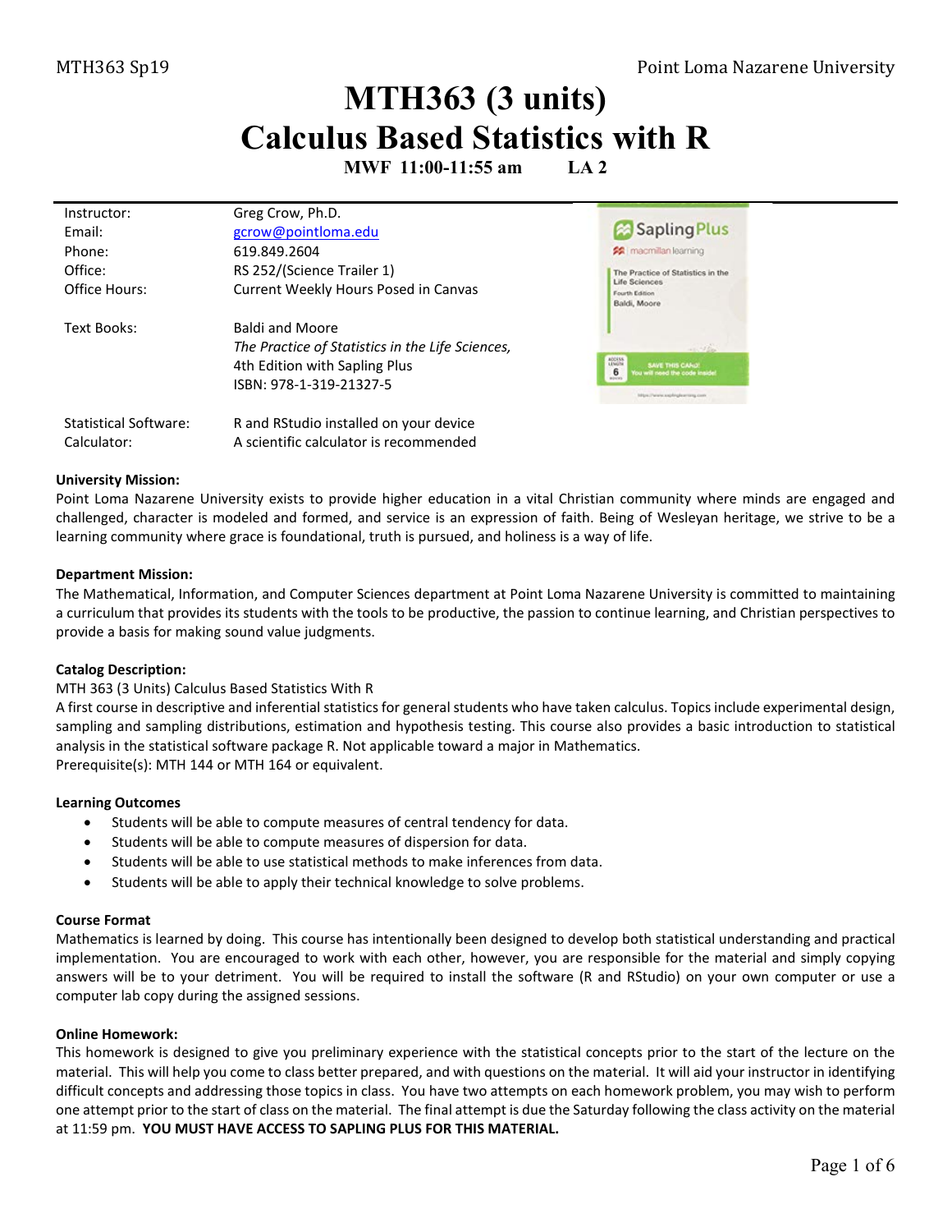# MTH363 (3 units)
# Calculus Based Statistics with R

**MWF 11:00-11:55 am LA 2**

| | |
|---|---|
| Instructor: | Greg Crow, Ph.D. |
| Email: | gcrow@pointloma.edu |
| Phone: | 619.849.2604 |
| Office: | RS 252/(Science Trailer 1) |
| Office Hours: | Current Weekly Hours Posed in Canvas |
| Text Books: | Baldi and Moore<br>*The Practice of Statistics in the Life Sciences,*<br>4th Edition with Sapling Plus<br>ISBN: 978-1-319-21327-5 |
| Statistical Software: | R and RStudio installed on your device |
| Calculator: | A scientific calculator is recommended |

**University Mission:**
Point Loma Nazarene University exists to provide higher education in a vital Christian community where minds are engaged and challenged, character is modeled and formed, and service is an expression of faith. Being of Wesleyan heritage, we strive to be a learning community where grace is foundational, truth is pursued, and holiness is a way of life.

**Department Mission:**
The Mathematical, Information, and Computer Sciences department at Point Loma Nazarene University is committed to maintaining a curriculum that provides its students with the tools to be productive, the passion to continue learning, and Christian perspectives to provide a basis for making sound value judgments.

**Catalog Description:**
MTH 363 (3 Units) Calculus Based Statistics With R
A first course in descriptive and inferential statistics for general students who have taken calculus. Topics include experimental design, sampling and sampling distributions, estimation and hypothesis testing. This course also provides a basic introduction to statistical analysis in the statistical software package R. Not applicable toward a major in Mathematics.
Prerequisite(s): MTH 144 or MTH 164 or equivalent.

**Learning Outcomes**
- Students will be able to compute measures of central tendency for data.
- Students will be able to compute measures of dispersion for data.
- Students will be able to use statistical methods to make inferences from data.
- Students will be able to apply their technical knowledge to solve problems.

**Course Format**
Mathematics is learned by doing. This course has intentionally been designed to develop both statistical understanding and practical implementation. You are encouraged to work with each other, however, you are responsible for the material and simply copying answers will be to your detriment. You will be required to install the software (R and RStudio) on your own computer or use a computer lab copy during the assigned sessions.

**Online Homework:**
This homework is designed to give you preliminary experience with the statistical concepts prior to the start of the lecture on the material. This will help you come to class better prepared, and with questions on the material. It will aid your instructor in identifying difficult concepts and addressing those topics in class. You have two attempts on each homework problem, you may wish to perform one attempt prior to the start of class on the material. The final attempt is due the Saturday following the class activity on the material at 11:59 pm. **YOU MUST HAVE ACCESS TO SAPLING PLUS FOR THIS MATERIAL.**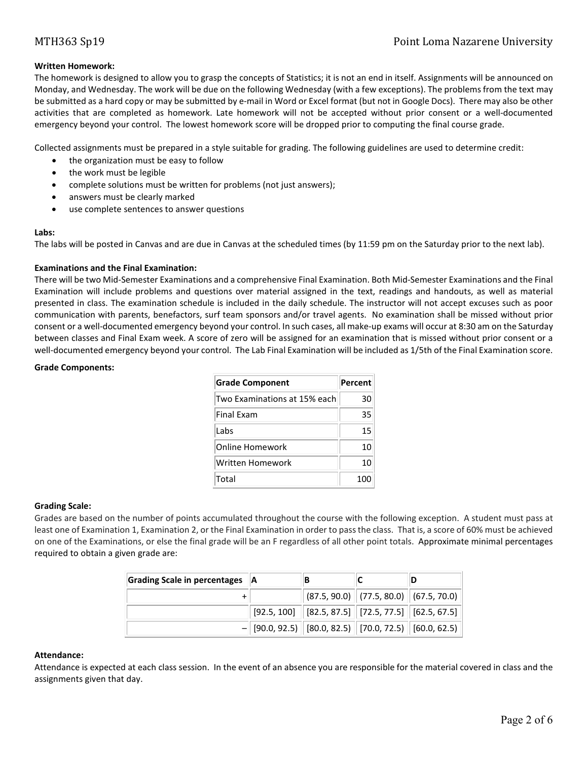**Written Homework:**

The homework is designed to allow you to grasp the concepts of Statistics; it is not an end in itself. Assignments will be announced on Monday, and Wednesday. The work will be due on the following Wednesday (with a few exceptions). The problems from the text may be submitted as a hard copy or may be submitted by e-mail in Word or Excel format (but not in Google Docs). There may also be other activities that are completed as homework. Late homework will not be accepted without prior consent or a well-documented emergency beyond your control. The lowest homework score will be dropped prior to computing the final course grade.

Collected assignments must be prepared in a style suitable for grading. The following guidelines are used to determine credit:

- the organization must be easy to follow
- the work must be legible
- complete solutions must be written for problems (not just answers);
- answers must be clearly marked
- use complete sentences to answer questions

**Labs:**

The labs will be posted in Canvas and are due in Canvas at the scheduled times (by 11:59 pm on the Saturday prior to the next lab).

**Examinations and the Final Examination:**

There will be two Mid-Semester Examinations and a comprehensive Final Examination. Both Mid-Semester Examinations and the Final Examination will include problems and questions over material assigned in the text, readings and handouts, as well as material presented in class. The examination schedule is included in the daily schedule. The instructor will not accept excuses such as poor communication with parents, benefactors, surf team sponsors and/or travel agents. No examination shall be missed without prior consent or a well-documented emergency beyond your control. In such cases, all make-up exams will occur at 8:30 am on the Saturday between classes and Final Exam week. A score of zero will be assigned for an examination that is missed without prior consent or a well-documented emergency beyond your control. The Lab Final Examination will be included as 1/5th of the Final Examination score.

**Grade Components:**

| Grade Component | Percent |
|---|---|
| Two Examinations at 15% each | 30 |
| Final Exam | 35 |
| Labs | 15 |
| Online Homework | 10 |
| Written Homework | 10 |
| Total | 100 |

**Grading Scale:**

Grades are based on the number of points accumulated throughout the course with the following exception. A student must pass at least one of Examination 1, Examination 2, or the Final Examination in order to pass the class. That is, a score of 60% must be achieved on one of the Examinations, or else the final grade will be an F regardless of all other point totals. Approximate minimal percentages required to obtain a given grade are:

| Grading Scale in percentages | A | B | C | D |
|---|---|---|---|---|
| + | | (87.5, 90.0) | (77.5, 80.0) | (67.5, 70.0) |
| | [92.5, 100] | [82.5, 87.5] | [72.5, 77.5] | [62.5, 67.5] |
| – | [90.0, 92.5) | [80.0, 82.5) | [70.0, 72.5) | [60.0, 62.5) |

**Attendance:**

Attendance is expected at each class session. In the event of an absence you are responsible for the material covered in class and the assignments given that day.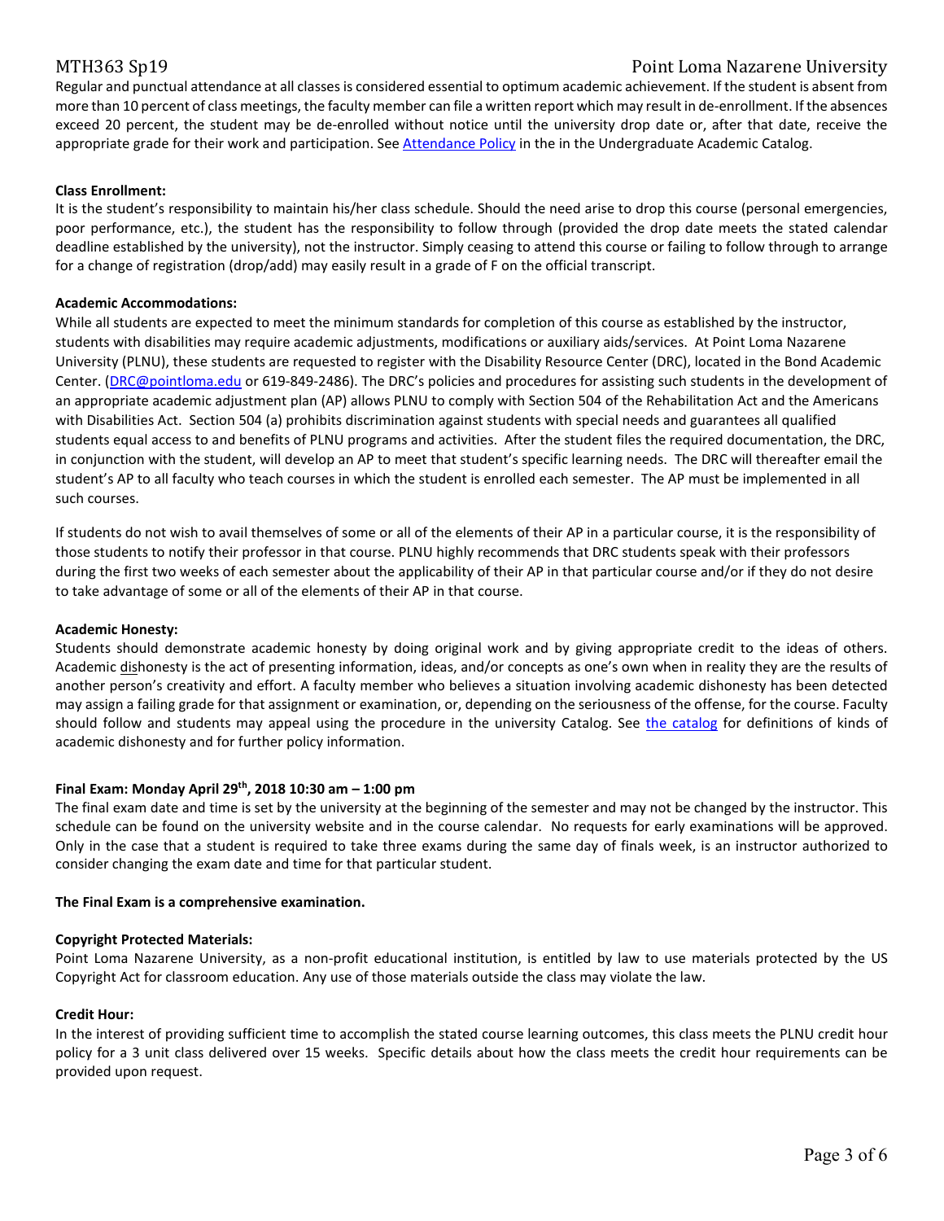Regular and punctual attendance at all classes is considered essential to optimum academic achievement. If the student is absent from more than 10 percent of class meetings, the faculty member can file a written report which may result in de-enrollment. If the absences exceed 20 percent, the student may be de-enrolled without notice until the university drop date or, after that date, receive the appropriate grade for their work and participation. See Attendance Policy in the in the Undergraduate Academic Catalog.

**Class Enrollment:**

It is the student's responsibility to maintain his/her class schedule. Should the need arise to drop this course (personal emergencies, poor performance, etc.), the student has the responsibility to follow through (provided the drop date meets the stated calendar deadline established by the university), not the instructor. Simply ceasing to attend this course or failing to follow through to arrange for a change of registration (drop/add) may easily result in a grade of F on the official transcript.

**Academic Accommodations:**

While all students are expected to meet the minimum standards for completion of this course as established by the instructor, students with disabilities may require academic adjustments, modifications or auxiliary aids/services. At Point Loma Nazarene University (PLNU), these students are requested to register with the Disability Resource Center (DRC), located in the Bond Academic Center. (DRC@pointloma.edu or 619-849-2486). The DRC's policies and procedures for assisting such students in the development of an appropriate academic adjustment plan (AP) allows PLNU to comply with Section 504 of the Rehabilitation Act and the Americans with Disabilities Act. Section 504 (a) prohibits discrimination against students with special needs and guarantees all qualified students equal access to and benefits of PLNU programs and activities. After the student files the required documentation, the DRC, in conjunction with the student, will develop an AP to meet that student's specific learning needs. The DRC will thereafter email the student's AP to all faculty who teach courses in which the student is enrolled each semester. The AP must be implemented in all such courses.

If students do not wish to avail themselves of some or all of the elements of their AP in a particular course, it is the responsibility of those students to notify their professor in that course. PLNU highly recommends that DRC students speak with their professors during the first two weeks of each semester about the applicability of their AP in that particular course and/or if they do not desire to take advantage of some or all of the elements of their AP in that course.

**Academic Honesty:**

Students should demonstrate academic honesty by doing original work and by giving appropriate credit to the ideas of others. Academic dishonesty is the act of presenting information, ideas, and/or concepts as one's own when in reality they are the results of another person's creativity and effort. A faculty member who believes a situation involving academic dishonesty has been detected may assign a failing grade for that assignment or examination, or, depending on the seriousness of the offense, for the course. Faculty should follow and students may appeal using the procedure in the university Catalog. See the catalog for definitions of kinds of academic dishonesty and for further policy information.

**Final Exam: Monday April 29th, 2018 10:30 am – 1:00 pm**

The final exam date and time is set by the university at the beginning of the semester and may not be changed by the instructor. This schedule can be found on the university website and in the course calendar. No requests for early examinations will be approved. Only in the case that a student is required to take three exams during the same day of finals week, is an instructor authorized to consider changing the exam date and time for that particular student.

**The Final Exam is a comprehensive examination.**

**Copyright Protected Materials:**

Point Loma Nazarene University, as a non-profit educational institution, is entitled by law to use materials protected by the US Copyright Act for classroom education. Any use of those materials outside the class may violate the law.

**Credit Hour:**

In the interest of providing sufficient time to accomplish the stated course learning outcomes, this class meets the PLNU credit hour policy for a 3 unit class delivered over 15 weeks. Specific details about how the class meets the credit hour requirements can be provided upon request.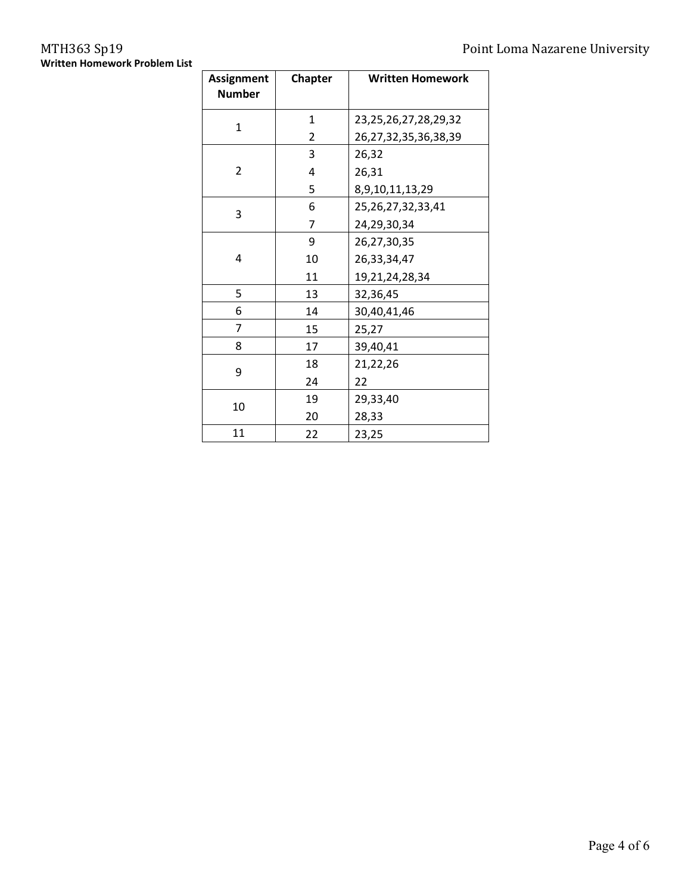**Written Homework Problem List**

| Assignment Number | Chapter | Written Homework |
|---|---|---|
| 1 | 1 | 23,25,26,27,28,29,32 |
| | 2 | 26,27,32,35,36,38,39 |
| 2 | 3 | 26,32 |
| | 4 | 26,31 |
| | 5 | 8,9,10,11,13,29 |
| 3 | 6 | 25,26,27,32,33,41 |
| | 7 | 24,29,30,34 |
| 4 | 9 | 26,27,30,35 |
| | 10 | 26,33,34,47 |
| | 11 | 19,21,24,28,34 |
| 5 | 13 | 32,36,45 |
| 6 | 14 | 30,40,41,46 |
| 7 | 15 | 25,27 |
| 8 | 17 | 39,40,41 |
| 9 | 18 | 21,22,26 |
| | 24 | 22 |
| 10 | 19 | 29,33,40 |
| | 20 | 28,33 |
| 11 | 22 | 23,25 |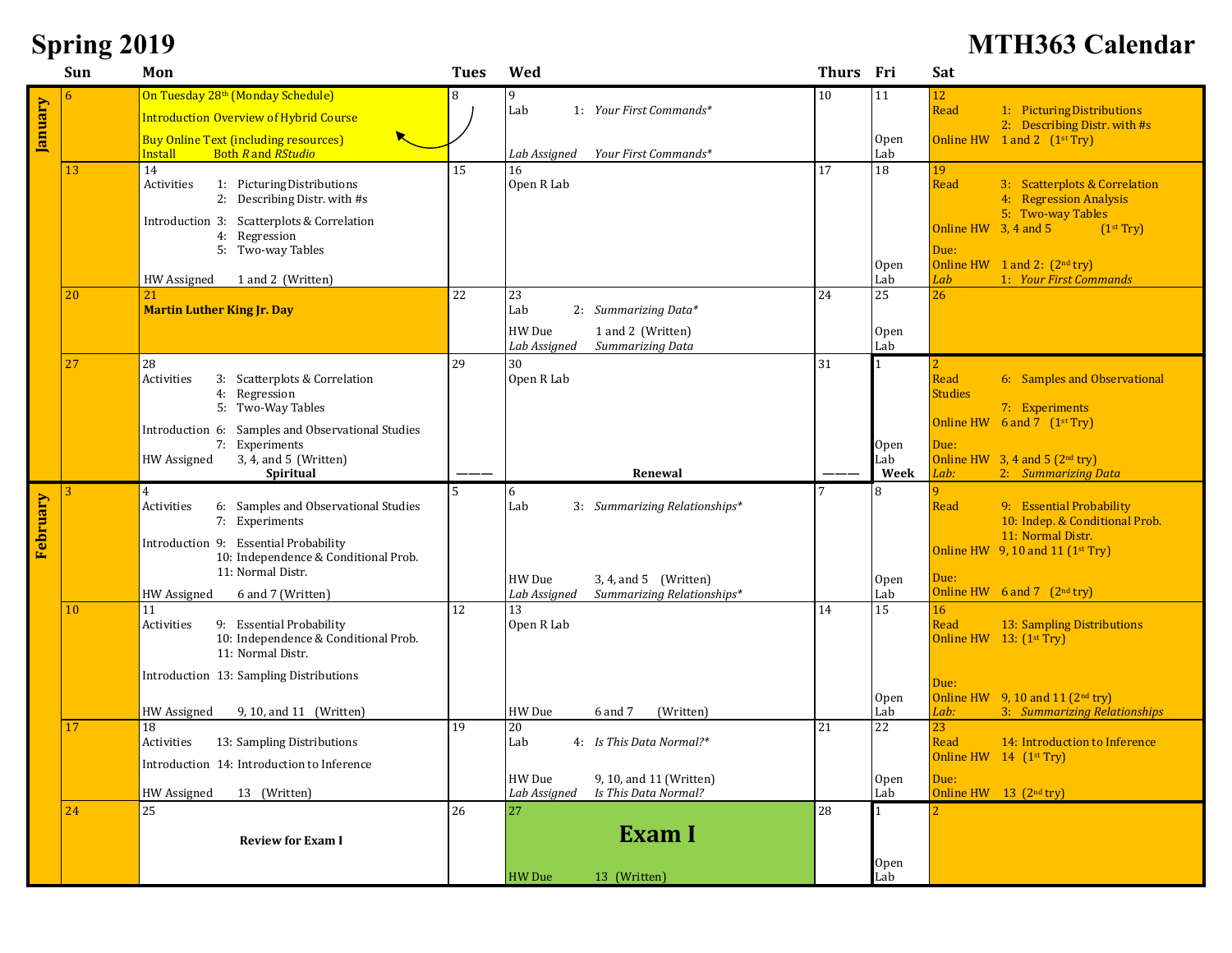# Spring 2019 — MTH363 Calendar

| Month | Sun | Mon | Tues | Wed | Thurs | Fri | Sat |
|---|---|---|---|---|---|---|---|
| January | 6 | On Tuesday 28th (Monday Schedule)<br>Introduction Overview of Hybrid Course<br>Buy Online Text (including resources)<br>Install Both *R* and *RStudio* | 8 | 9<br>Lab 1: *Your First Commands**<br>*Lab Assigned* *Your First Commands** | 10 | 11<br>Open Lab | 12<br>Read 1: Picturing Distributions<br>2: Describing Distr. with #s<br>Online HW 1 and 2 (1st Try) |
| | 13 | 14<br>Activities 1: Picturing Distributions<br>2: Describing Distr. with #s<br>Introduction 3: Scatterplots & Correlation<br>4: Regression<br>5: Two-way Tables<br>HW Assigned 1 and 2 (Written) | 15 | 16<br>Open R Lab | 17 | 18<br>Open Lab | 19<br>Read 3: Scatterplots & Correlation<br>4: Regression Analysis<br>5: Two-way Tables<br>Online HW 3, 4 and 5 (1st Try)<br>Due:<br>Online HW 1 and 2: (2nd try)<br>*Lab* 1: *Your First Commands* |
| | 20 | 21<br>**Martin Luther King Jr. Day** | 22 | 23<br>Lab 2: *Summarizing Data**<br>HW Due 1 and 2 (Written)<br>*Lab Assigned* *Summarizing Data* | 24 | 25<br>Open Lab | 26 |
| | 27 | 28<br>Activities 3: Scatterplots & Correlation<br>4: Regression<br>5: Two-Way Tables<br>Introduction 6: Samples and Observational Studies<br>7: Experiments<br>HW Assigned 3, 4, and 5 (Written)<br>**Spiritual** | 29<br>——— | 30<br>Open R Lab<br>**Renewal** | 31<br>——— | 1<br>Open Lab<br>**Week** | 2<br>Read 6: Samples and Observational Studies<br>7: Experiments<br>Online HW 6 and 7 (1st Try)<br>Due:<br>Online HW 3, 4 and 5 (2nd try)<br>*Lab:* 2: *Summarizing Data* |
| February | 3 | 4<br>Activities 6: Samples and Observational Studies<br>7: Experiments<br>Introduction 9: Essential Probability<br>10: Independence & Conditional Prob.<br>11: Normal Distr.<br>HW Assigned 6 and 7 (Written) | 5 | 6<br>Lab 3: *Summarizing Relationships**<br>HW Due 3, 4, and 5 (Written)<br>*Lab Assigned* *Summarizing Relationships** | 7 | 8<br>Open Lab | 9<br>Read 9: Essential Probability<br>10: Indep. & Conditional Prob.<br>11: Normal Distr.<br>Online HW 9, 10 and 11 (1st Try)<br>Due:<br>Online HW 6 and 7 (2nd try) |
| | 10 | 11<br>Activities 9: Essential Probability<br>10: Independence & Conditional Prob.<br>11: Normal Distr.<br>Introduction 13: Sampling Distributions<br>HW Assigned 9, 10, and 11 (Written) | 12 | 13<br>Open R Lab<br>HW Due 6 and 7 (Written) | 14 | 15<br>Open Lab | 16<br>Read 13: Sampling Distributions<br>Online HW 13: (1st Try)<br>Due:<br>Online HW 9, 10 and 11 (2nd try)<br>*Lab:* 3: *Summarizing Relationships* |
| | 17 | 18<br>Activities 13: Sampling Distributions<br>Introduction 14: Introduction to Inference<br>HW Assigned 13 (Written) | 19 | 20<br>Lab 4: *Is This Data Normal?**<br>HW Due 9, 10, and 11 (Written)<br>*Lab Assigned* *Is This Data Normal?* | 21 | 22<br>Open Lab | 23<br>Read 14: Introduction to Inference<br>Online HW 14 (1st Try)<br>Due:<br>Online HW 13 (2nd try) |
| | 24 | 25<br>**Review for Exam I** | 26 | 27<br>**Exam I**<br>HW Due 13 (Written) | 28 | 1<br>Open Lab | 2 |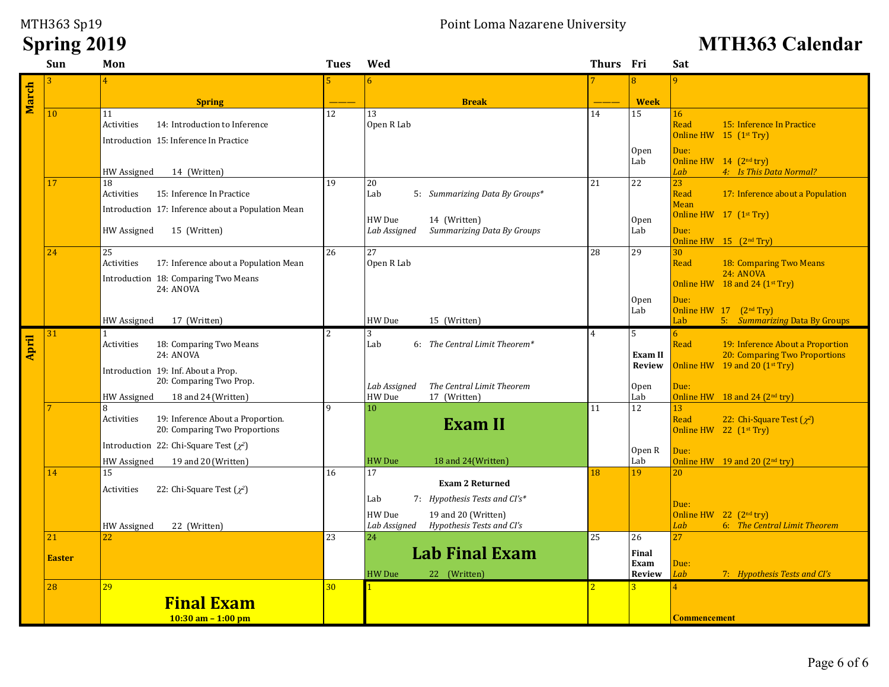MTH363 Sp19 Point Loma Nazarene University

# Spring 2019 MTH363 Calendar

| | Sun | Mon | Tues | Wed | Thurs | Fri | Sat |
|---|---|---|---|---|---|---|---|
| March | 3 | 4 **Spring** | 5 ——— | 6 **Break** | 7 ——— | 8 **Week** | 9 |
| | 10 | 11 Activities 14: Introduction to Inference; Introduction 15: Inference In Practice; HW Assigned 14 (Written) | 12 | 13 Open R Lab | 14 | 15 Open Lab | 16 Read 15: Inference In Practice; Online HW 15 (1st Try); Due: Online HW 14 (2nd try); *Lab 4: Is This Data Normal?* |
| | 17 | 18 Activities 15: Inference In Practice; Introduction 17: Inference about a Population Mean; HW Assigned 15 (Written) | 19 | 20 Lab 5: *Summarizing Data By Groups\**; HW Due 14 (Written); *Lab Assigned Summarizing Data By Groups* | 21 | 22 Open Lab | 23 Read 17: Inference about a Population Mean; Online HW 17 (1st Try); Due: Online HW 15 (2nd Try) |
| | 24 | 25 Activities 17: Inference about a Population Mean; Introduction 18: Comparing Two Means, 24: ANOVA; HW Assigned 17 (Written) | 26 | 27 Open R Lab; HW Due 15 (Written) | 28 | 29 Open Lab | 30 Read 18: Comparing Two Means, 24: ANOVA; Online HW 18 and 24 (1st Try); Due: Online HW 17 (2nd Try); Lab 5: *Summarizing* Data By Groups |
| April | 31 | 1 Activities 18: Comparing Two Means, 24: ANOVA; Introduction 19: Inf. About a Prop., 20: Comparing Two Prop.; HW Assigned 18 and 24 (Written) | 2 | 3 Lab 6: *The Central Limit Theorem\**; *Lab Assigned The Central Limit Theorem*; HW Due 17 (Written) | 4 | 5 **Exam II Review**; Open Lab | 6 Read 19: Inference About a Proportion, 20: Comparing Two Proportions; Online HW 19 and 20 (1st Try); Due: Online HW 18 and 24 (2nd try) |
| | 7 | 8 Activities 19: Inference About a Proportion., 20: Comparing Two Proportions; Introduction 22: Chi-Square Test ($\chi^2$); HW Assigned 19 and 20 (Written) | 9 | 10 **Exam II**; HW Due 18 and 24 (Written) | 11 | 12 Open R Lab | 13 Read 22: Chi-Square Test ($\chi^2$); Online HW 22 (1st Try); Due: Online HW 19 and 20 (2nd try) |
| | 14 | 15 Activities 22: Chi-Square Test ($\chi^2$); HW Assigned 22 (Written) | 16 | 17 **Exam 2 Returned**; Lab 7: *Hypothesis Tests and CI's\**; HW Due 19 and 20 (Written); *Lab Assigned Hypothesis Tests and CI's* | 18 | 19 | 20 Due: Online HW 22 (2nd try); *Lab 6: The Central Limit Theorem* |
| | 21 **Easter** | 22 | 23 | 24 **Lab Final Exam**; HW Due 22 (Written) | 25 | 26 **Final Exam Review** | 27 Due: *Lab 7: Hypothesis Tests and CI's* |
| | 28 | 29 **Final Exam** **10:30 am – 1:00 pm** | 30 | 1 | 2 | 3 | 4 **Commencement** |